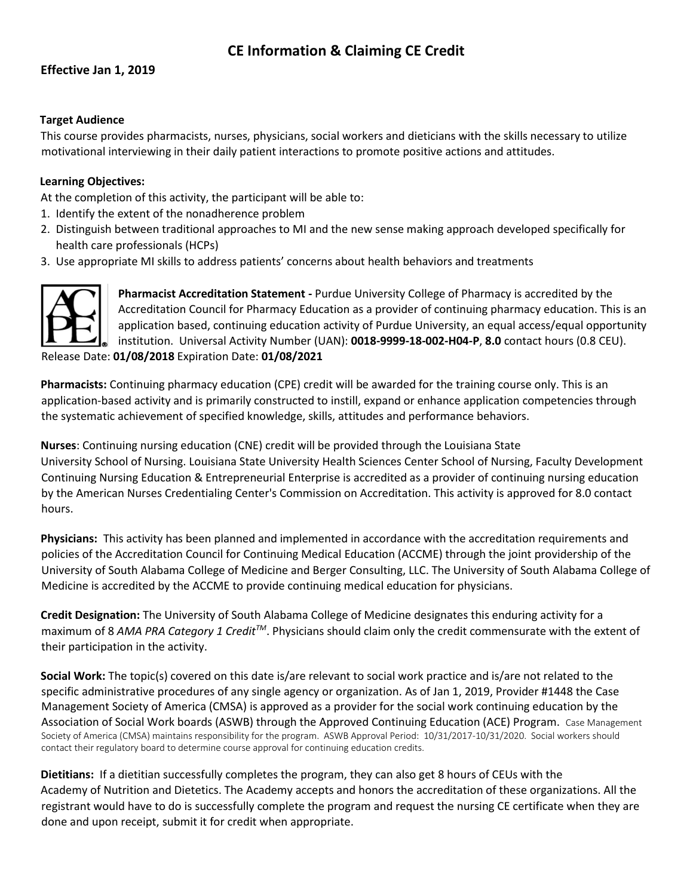# CE Information & Claiming CE Credit

**Effective Jan 1, 2019**

**Target Audience**

This course provides pharmacists, nurses, physicians, social workers and dieticians with the skills necessary to utilize motivational interviewing in their daily patient interactions to promote positive actions and attitudes.

**Learning Objectives:**

At the completion of this activity, the participant will be able to:

1. Identify the extent of the nonadherence problem
2. Distinguish between traditional approaches to MI and the new sense making approach developed specifically for health care professionals (HCPs)
3. Use appropriate MI skills to address patients' concerns about health behaviors and treatments

**Pharmacist Accreditation Statement -** Purdue University College of Pharmacy is accredited by the Accreditation Council for Pharmacy Education as a provider of continuing pharmacy education. This is an application based, continuing education activity of Purdue University, an equal access/equal opportunity institution. Universal Activity Number (UAN): **0018-9999-18-002-H04-P**, **8.0** contact hours (0.8 CEU). Release Date: **01/08/2018** Expiration Date: **01/08/2021**

**Pharmacists:** Continuing pharmacy education (CPE) credit will be awarded for the training course only. This is an application-based activity and is primarily constructed to instill, expand or enhance application competencies through the systematic achievement of specified knowledge, skills, attitudes and performance behaviors.

**Nurses**: Continuing nursing education (CNE) credit will be provided through the Louisiana State University School of Nursing. Louisiana State University Health Sciences Center School of Nursing, Faculty Development Continuing Nursing Education & Entrepreneurial Enterprise is accredited as a provider of continuing nursing education by the American Nurses Credentialing Center's Commission on Accreditation. This activity is approved for 8.0 contact hours.

**Physicians:** This activity has been planned and implemented in accordance with the accreditation requirements and policies of the Accreditation Council for Continuing Medical Education (ACCME) through the joint providership of the University of South Alabama College of Medicine and Berger Consulting, LLC. The University of South Alabama College of Medicine is accredited by the ACCME to provide continuing medical education for physicians.

**Credit Designation:** The University of South Alabama College of Medicine designates this enduring activity for a maximum of 8 *AMA PRA Category 1 Credit™*. Physicians should claim only the credit commensurate with the extent of their participation in the activity.

**Social Work:** The topic(s) covered on this date is/are relevant to social work practice and is/are not related to the specific administrative procedures of any single agency or organization. As of Jan 1, 2019, Provider #1448 the Case Management Society of America (CMSA) is approved as a provider for the social work continuing education by the Association of Social Work boards (ASWB) through the Approved Continuing Education (ACE) Program. Case Management Society of America (CMSA) maintains responsibility for the program. ASWB Approval Period: 10/31/2017-10/31/2020. Social workers should contact their regulatory board to determine course approval for continuing education credits.

**Dietitians:** If a dietitian successfully completes the program, they can also get 8 hours of CEUs with the Academy of Nutrition and Dietetics. The Academy accepts and honors the accreditation of these organizations. All the registrant would have to do is successfully complete the program and request the nursing CE certificate when they are done and upon receipt, submit it for credit when appropriate.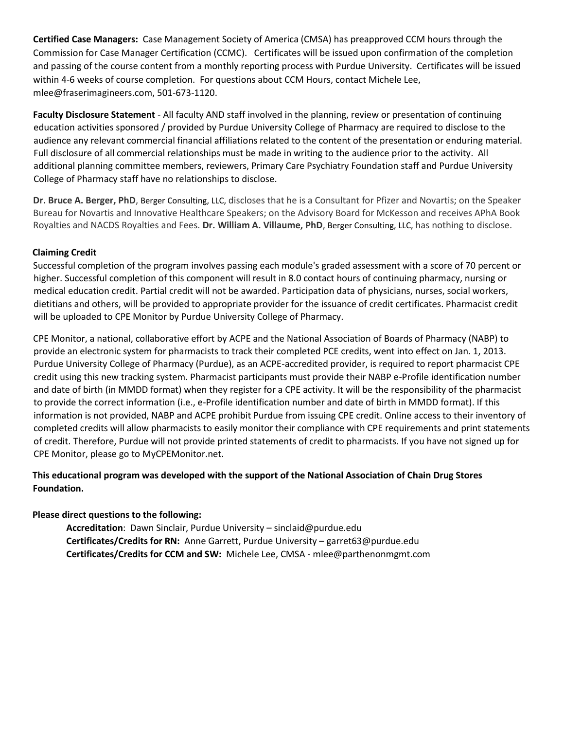**Certified Case Managers:** Case Management Society of America (CMSA) has preapproved CCM hours through the Commission for Case Manager Certification (CCMC). Certificates will be issued upon confirmation of the completion and passing of the course content from a monthly reporting process with Purdue University. Certificates will be issued within 4-6 weeks of course completion. For questions about CCM Hours, contact Michele Lee, mlee@fraserimagineers.com, 501-673-1120.

**Faculty Disclosure Statement** - All faculty AND staff involved in the planning, review or presentation of continuing education activities sponsored / provided by Purdue University College of Pharmacy are required to disclose to the audience any relevant commercial financial affiliations related to the content of the presentation or enduring material. Full disclosure of all commercial relationships must be made in writing to the audience prior to the activity. All additional planning committee members, reviewers, Primary Care Psychiatry Foundation staff and Purdue University College of Pharmacy staff have no relationships to disclose.

**Dr. Bruce A. Berger, PhD**, Berger Consulting, LLC, discloses that he is a Consultant for Pfizer and Novartis; on the Speaker Bureau for Novartis and Innovative Healthcare Speakers; on the Advisory Board for McKesson and receives APhA Book Royalties and NACDS Royalties and Fees. **Dr. William A. Villaume, PhD**, Berger Consulting, LLC, has nothing to disclose.

**Claiming Credit**

Successful completion of the program involves passing each module's graded assessment with a score of 70 percent or higher. Successful completion of this component will result in 8.0 contact hours of continuing pharmacy, nursing or medical education credit. Partial credit will not be awarded. Participation data of physicians, nurses, social workers, dietitians and others, will be provided to appropriate provider for the issuance of credit certificates. Pharmacist credit will be uploaded to CPE Monitor by Purdue University College of Pharmacy.

CPE Monitor, a national, collaborative effort by ACPE and the National Association of Boards of Pharmacy (NABP) to provide an electronic system for pharmacists to track their completed PCE credits, went into effect on Jan. 1, 2013. Purdue University College of Pharmacy (Purdue), as an ACPE-accredited provider, is required to report pharmacist CPE credit using this new tracking system. Pharmacist participants must provide their NABP e-Profile identification number and date of birth (in MMDD format) when they register for a CPE activity. It will be the responsibility of the pharmacist to provide the correct information (i.e., e-Profile identification number and date of birth in MMDD format). If this information is not provided, NABP and ACPE prohibit Purdue from issuing CPE credit. Online access to their inventory of completed credits will allow pharmacists to easily monitor their compliance with CPE requirements and print statements of credit. Therefore, Purdue will not provide printed statements of credit to pharmacists. If you have not signed up for CPE Monitor, please go to MyCPEMonitor.net.

**This educational program was developed with the support of the National Association of Chain Drug Stores Foundation.**

**Please direct questions to the following:**

**Accreditation**: Dawn Sinclair, Purdue University – sinclaid@purdue.edu
**Certificates/Credits for RN:** Anne Garrett, Purdue University – garret63@purdue.edu
**Certificates/Credits for CCM and SW:** Michele Lee, CMSA - mlee@parthenonmgmt.com